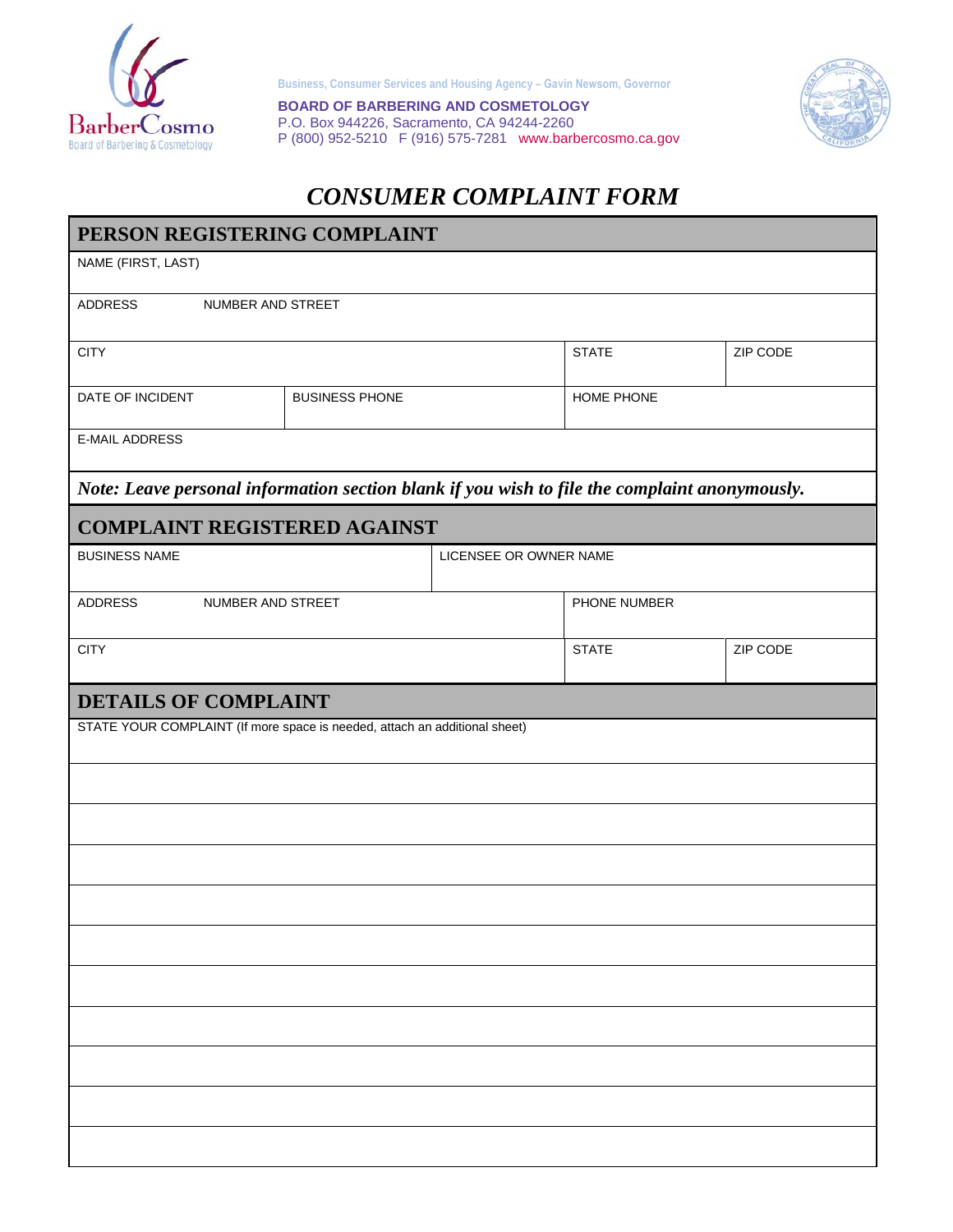BarberCosmo
Board of Barbering & Cosmetology

Business, Consumer Services and Housing Agency – Gavin Newsom, Governor

**BOARD OF BARBERING AND COSMETOLOGY**
P.O. Box 944226, Sacramento, CA 94244-2260
P (800) 952-5210 F (916) 575-7281 www.barbercosmo.ca.gov

# *CONSUMER COMPLAINT FORM*

## PERSON REGISTERING COMPLAINT

| | | | |
|---|---|---|---|
| NAME (FIRST, LAST) | | | |
| ADDRESS NUMBER AND STREET | | | |
| CITY | | STATE | ZIP CODE |
| DATE OF INCIDENT | BUSINESS PHONE | HOME PHONE | |
| E-MAIL ADDRESS | | | |

***Note: Leave personal information section blank if you wish to file the complaint anonymously.***

## COMPLAINT REGISTERED AGAINST

| | | |
|---|---|---|
| BUSINESS NAME | LICENSEE OR OWNER NAME | |
| ADDRESS NUMBER AND STREET | PHONE NUMBER | |
| CITY | STATE | ZIP CODE |

## DETAILS OF COMPLAINT

STATE YOUR COMPLAINT (If more space is needed, attach an additional sheet)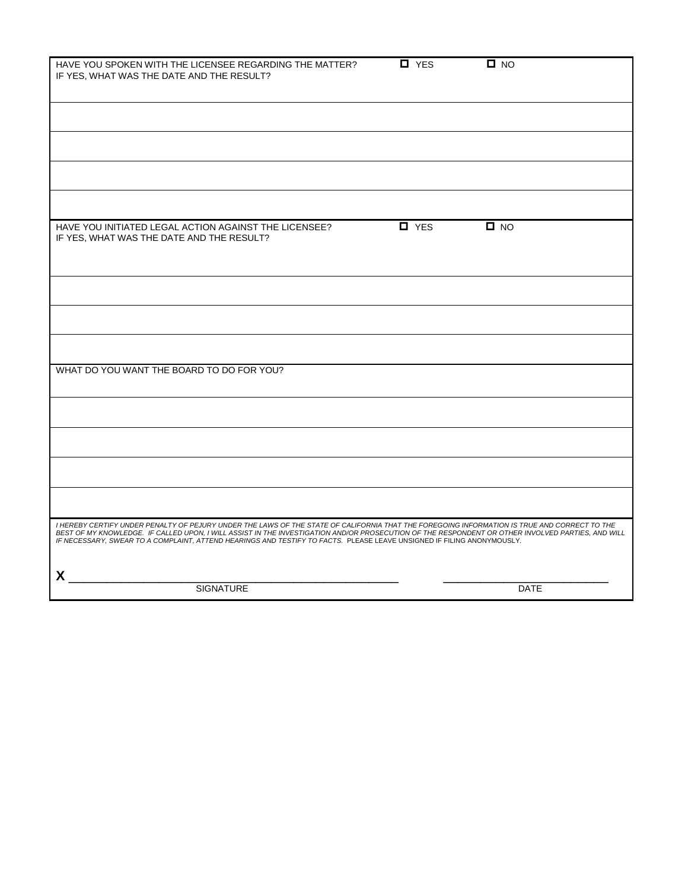HAVE YOU SPOKEN WITH THE LICENSEE REGARDING THE MATTER? ☐ YES ☐ NO
IF YES, WHAT WAS THE DATE AND THE RESULT?

HAVE YOU INITIATED LEGAL ACTION AGAINST THE LICENSEE? ☐ YES ☐ NO
IF YES, WHAT WAS THE DATE AND THE RESULT?

WHAT DO YOU WANT THE BOARD TO DO FOR YOU?

*I HEREBY CERTIFY UNDER PENALTY OF PEJURY UNDER THE LAWS OF THE STATE OF CALIFORNIA THAT THE FOREGOING INFORMATION IS TRUE AND CORRECT TO THE BEST OF MY KNOWLEDGE. IF CALLED UPON, I WILL ASSIST IN THE INVESTIGATION AND/OR PROSECUTION OF THE RESPONDENT OR OTHER INVOLVED PARTIES, AND WILL IF NECESSARY, SWEAR TO A COMPLAINT, ATTEND HEARINGS AND TESTIFY TO FACTS. PLEASE LEAVE UNSIGNED IF FILING ANONYMOUSLY.*

X ______________________________________________ ____________________________

SIGNATURE DATE